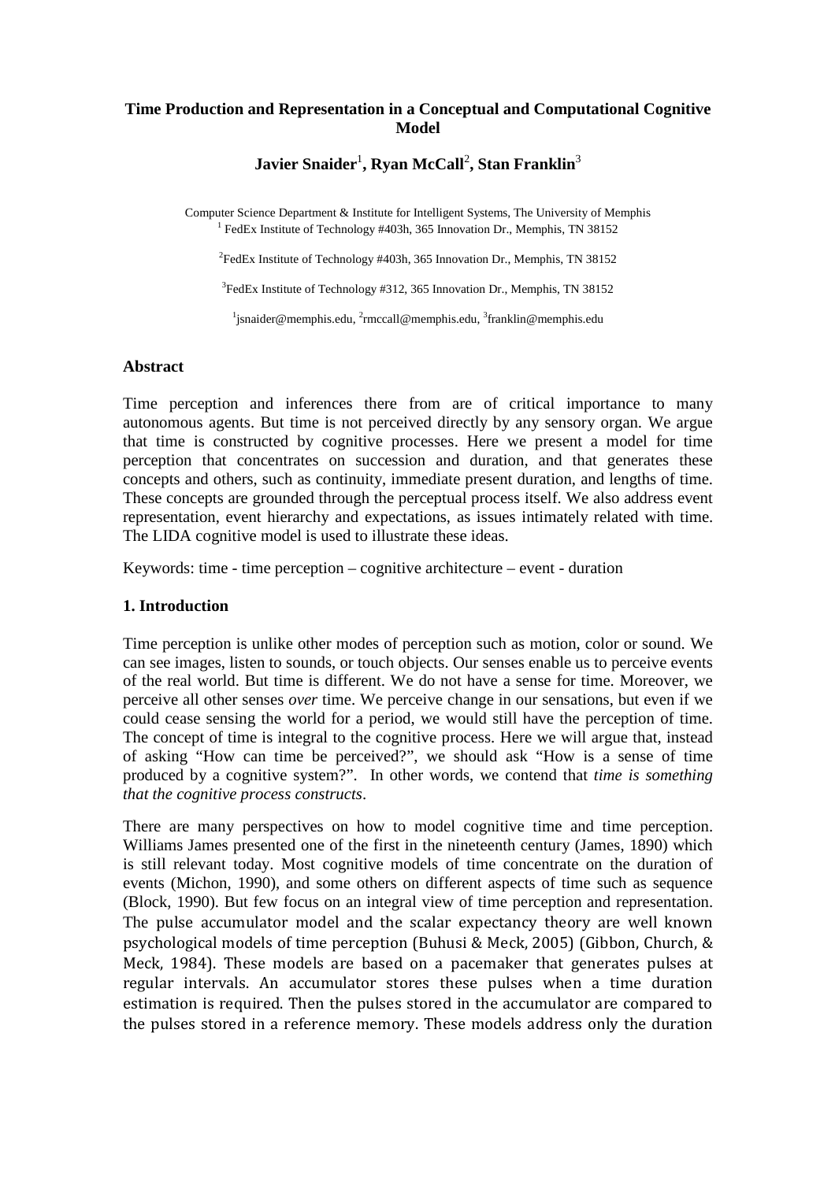# Time Production and Representation in a Conceptual and Computational Cognitive Model

**Javier Snaider[1], Ryan McCall[2], Stan Franklin[3]**

Computer Science Department & Institute for Intelligent Systems, The University of Memphis
[1] FedEx Institute of Technology #403h, 365 Innovation Dr., Memphis, TN 38152

[2]FedEx Institute of Technology #403h, 365 Innovation Dr., Memphis, TN 38152

[3]FedEx Institute of Technology #312, 365 Innovation Dr., Memphis, TN 38152

[1]jsnaider@memphis.edu, [2]rmccall@memphis.edu, [3]franklin@memphis.edu

## Abstract

Time perception and inferences there from are of critical importance to many autonomous agents. But time is not perceived directly by any sensory organ. We argue that time is constructed by cognitive processes. Here we present a model for time perception that concentrates on succession and duration, and that generates these concepts and others, such as continuity, immediate present duration, and lengths of time. These concepts are grounded through the perceptual process itself. We also address event representation, event hierarchy and expectations, as issues intimately related with time. The LIDA cognitive model is used to illustrate these ideas.

Keywords: time - time perception – cognitive architecture – event - duration

## 1. Introduction

Time perception is unlike other modes of perception such as motion, color or sound. We can see images, listen to sounds, or touch objects. Our senses enable us to perceive events of the real world. But time is different. We do not have a sense for time. Moreover, we perceive all other senses *over* time. We perceive change in our sensations, but even if we could cease sensing the world for a period, we would still have the perception of time. The concept of time is integral to the cognitive process. Here we will argue that, instead of asking "How can time be perceived?", we should ask "How is a sense of time produced by a cognitive system?". In other words, we contend that *time is something that the cognitive process constructs*.

There are many perspectives on how to model cognitive time and time perception. Williams James presented one of the first in the nineteenth century (James, 1890) which is still relevant today. Most cognitive models of time concentrate on the duration of events (Michon, 1990), and some others on different aspects of time such as sequence (Block, 1990). But few focus on an integral view of time perception and representation. The pulse accumulator model and the scalar expectancy theory are well known psychological models of time perception (Buhusi & Meck, 2005) (Gibbon, Church, & Meck, 1984). These models are based on a pacemaker that generates pulses at regular intervals. An accumulator stores these pulses when a time duration estimation is required. Then the pulses stored in the accumulator are compared to the pulses stored in a reference memory. These models address only the duration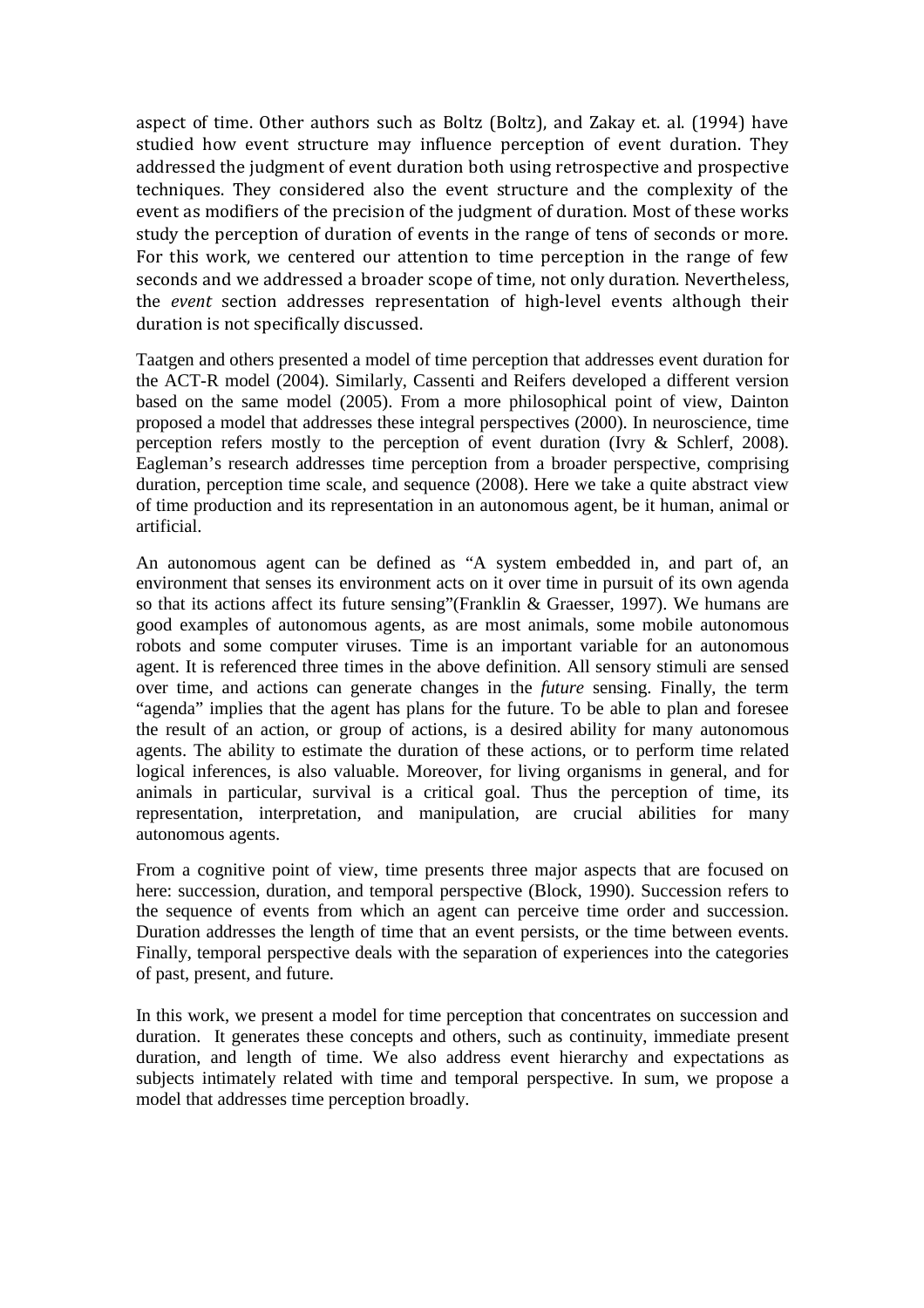aspect of time. Other authors such as Boltz (Boltz), and Zakay et. al. (1994) have studied how event structure may influence perception of event duration. They addressed the judgment of event duration both using retrospective and prospective techniques. They considered also the event structure and the complexity of the event as modifiers of the precision of the judgment of duration. Most of these works study the perception of duration of events in the range of tens of seconds or more. For this work, we centered our attention to time perception in the range of few seconds and we addressed a broader scope of time, not only duration. Nevertheless, the *event* section addresses representation of high-level events although their duration is not specifically discussed.

Taatgen and others presented a model of time perception that addresses event duration for the ACT-R model (2004). Similarly, Cassenti and Reifers developed a different version based on the same model (2005). From a more philosophical point of view, Dainton proposed a model that addresses these integral perspectives (2000). In neuroscience, time perception refers mostly to the perception of event duration (Ivry & Schlerf, 2008). Eagleman's research addresses time perception from a broader perspective, comprising duration, perception time scale, and sequence (2008). Here we take a quite abstract view of time production and its representation in an autonomous agent, be it human, animal or artificial.

An autonomous agent can be defined as "A system embedded in, and part of, an environment that senses its environment acts on it over time in pursuit of its own agenda so that its actions affect its future sensing"(Franklin & Graesser, 1997). We humans are good examples of autonomous agents, as are most animals, some mobile autonomous robots and some computer viruses. Time is an important variable for an autonomous agent. It is referenced three times in the above definition. All sensory stimuli are sensed over time, and actions can generate changes in the *future* sensing. Finally, the term "agenda" implies that the agent has plans for the future. To be able to plan and foresee the result of an action, or group of actions, is a desired ability for many autonomous agents. The ability to estimate the duration of these actions, or to perform time related logical inferences, is also valuable. Moreover, for living organisms in general, and for animals in particular, survival is a critical goal. Thus the perception of time, its representation, interpretation, and manipulation, are crucial abilities for many autonomous agents.

From a cognitive point of view, time presents three major aspects that are focused on here: succession, duration, and temporal perspective (Block, 1990). Succession refers to the sequence of events from which an agent can perceive time order and succession. Duration addresses the length of time that an event persists, or the time between events. Finally, temporal perspective deals with the separation of experiences into the categories of past, present, and future.

In this work, we present a model for time perception that concentrates on succession and duration. It generates these concepts and others, such as continuity, immediate present duration, and length of time. We also address event hierarchy and expectations as subjects intimately related with time and temporal perspective. In sum, we propose a model that addresses time perception broadly.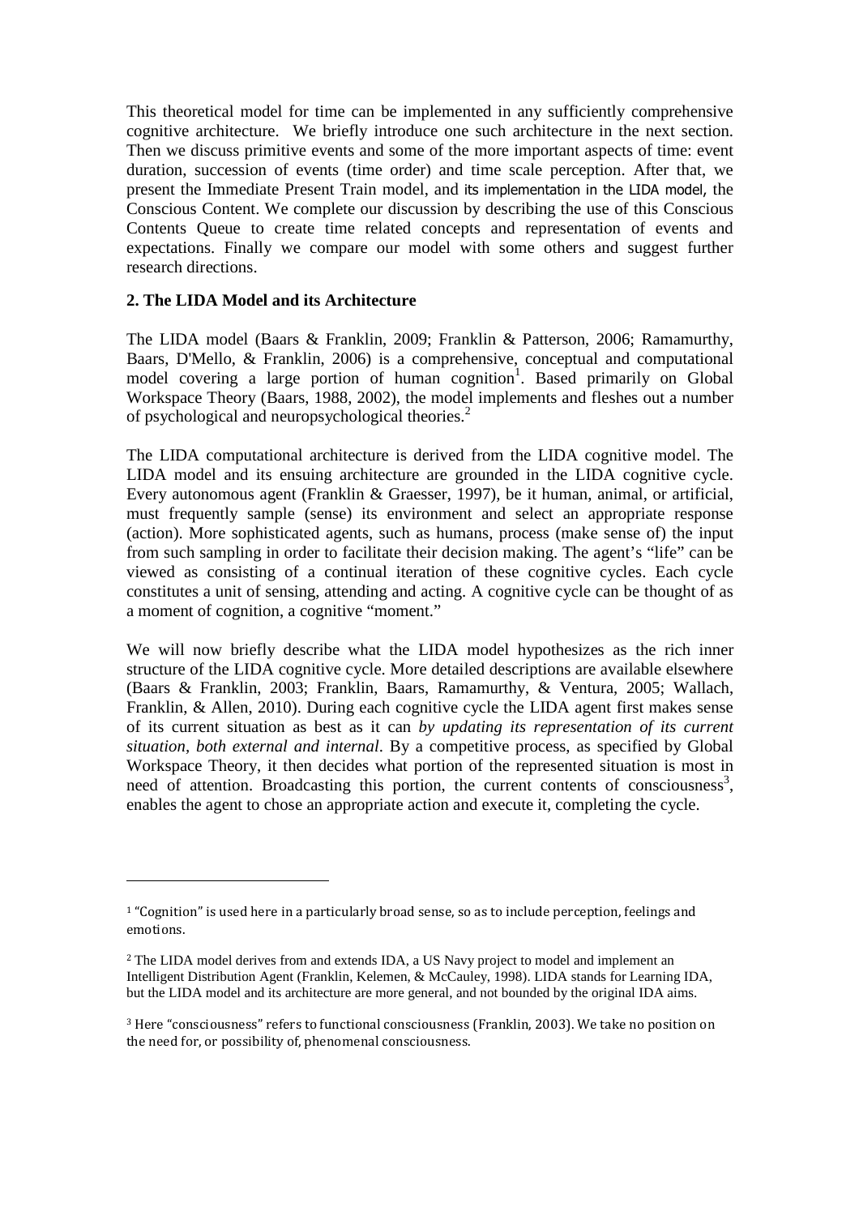This theoretical model for time can be implemented in any sufficiently comprehensive cognitive architecture. We briefly introduce one such architecture in the next section. Then we discuss primitive events and some of the more important aspects of time: event duration, succession of events (time order) and time scale perception. After that, we present the Immediate Present Train model, and its implementation in the LIDA model, the Conscious Content. We complete our discussion by describing the use of this Conscious Contents Queue to create time related concepts and representation of events and expectations. Finally we compare our model with some others and suggest further research directions.

## 2. The LIDA Model and its Architecture

The LIDA model (Baars & Franklin, 2009; Franklin & Patterson, 2006; Ramamurthy, Baars, D'Mello, & Franklin, 2006) is a comprehensive, conceptual and computational model covering a large portion of human cognition[1]. Based primarily on Global Workspace Theory (Baars, 1988, 2002), the model implements and fleshes out a number of psychological and neuropsychological theories.[2]

The LIDA computational architecture is derived from the LIDA cognitive model. The LIDA model and its ensuing architecture are grounded in the LIDA cognitive cycle. Every autonomous agent (Franklin & Graesser, 1997), be it human, animal, or artificial, must frequently sample (sense) its environment and select an appropriate response (action). More sophisticated agents, such as humans, process (make sense of) the input from such sampling in order to facilitate their decision making. The agent's "life" can be viewed as consisting of a continual iteration of these cognitive cycles. Each cycle constitutes a unit of sensing, attending and acting. A cognitive cycle can be thought of as a moment of cognition, a cognitive "moment."

We will now briefly describe what the LIDA model hypothesizes as the rich inner structure of the LIDA cognitive cycle. More detailed descriptions are available elsewhere (Baars & Franklin, 2003; Franklin, Baars, Ramamurthy, & Ventura, 2005; Wallach, Franklin, & Allen, 2010). During each cognitive cycle the LIDA agent first makes sense of its current situation as best as it can *by updating its representation of its current situation, both external and internal*. By a competitive process, as specified by Global Workspace Theory, it then decides what portion of the represented situation is most in need of attention. Broadcasting this portion, the current contents of consciousness[3], enables the agent to chose an appropriate action and execute it, completing the cycle.

---

[1] "Cognition" is used here in a particularly broad sense, so as to include perception, feelings and emotions.

[2] The LIDA model derives from and extends IDA, a US Navy project to model and implement an Intelligent Distribution Agent (Franklin, Kelemen, & McCauley, 1998). LIDA stands for Learning IDA, but the LIDA model and its architecture are more general, and not bounded by the original IDA aims.

[3] Here "consciousness" refers to functional consciousness (Franklin, 2003). We take no position on the need for, or possibility of, phenomenal consciousness.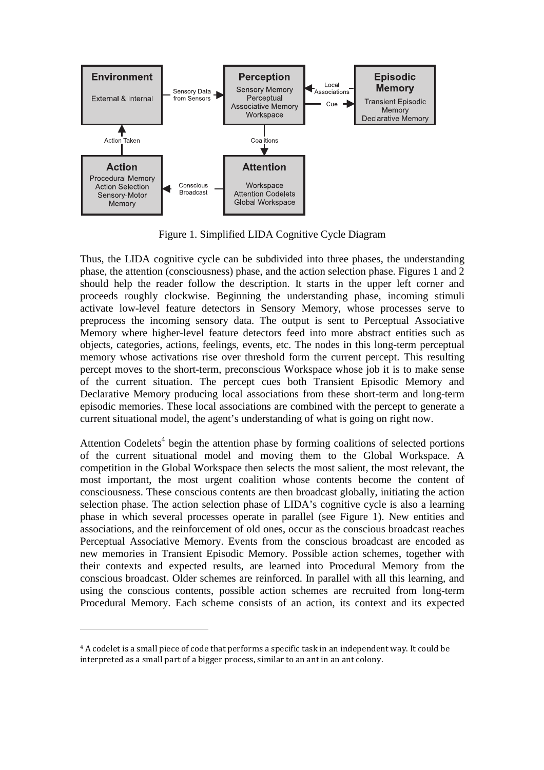Environment
External & Internal

Sensory Data from Sensors

Perception
Sensory Memory
Perceptual Associative Memory
Workspace

Local Associations

Cue

Episodic Memory
Transient Episodic Memory
Declarative Memory

Action Taken

Coalitions

Action
Procedural Memory
Action Selection
Sensory-Motor Memory

Conscious Broadcast

Attention
Workspace
Attention Codelets
Global Workspace

Figure 1. Simplified LIDA Cognitive Cycle Diagram

Thus, the LIDA cognitive cycle can be subdivided into three phases, the understanding phase, the attention (consciousness) phase, and the action selection phase. Figures 1 and 2 should help the reader follow the description. It starts in the upper left corner and proceeds roughly clockwise. Beginning the understanding phase, incoming stimuli activate low-level feature detectors in Sensory Memory, whose processes serve to preprocess the incoming sensory data. The output is sent to Perceptual Associative Memory where higher-level feature detectors feed into more abstract entities such as objects, categories, actions, feelings, events, etc. The nodes in this long-term perceptual memory whose activations rise over threshold form the current percept. This resulting percept moves to the short-term, preconscious Workspace whose job it is to make sense of the current situation. The percept cues both Transient Episodic Memory and Declarative Memory producing local associations from these short-term and long-term episodic memories. These local associations are combined with the percept to generate a current situational model, the agent's understanding of what is going on right now.

Attention Codelets[4] begin the attention phase by forming coalitions of selected portions of the current situational model and moving them to the Global Workspace. A competition in the Global Workspace then selects the most salient, the most relevant, the most important, the most urgent coalition whose contents become the content of consciousness. These conscious contents are then broadcast globally, initiating the action selection phase. The action selection phase of LIDA's cognitive cycle is also a learning phase in which several processes operate in parallel (see Figure 1). New entities and associations, and the reinforcement of old ones, occur as the conscious broadcast reaches Perceptual Associative Memory. Events from the conscious broadcast are encoded as new memories in Transient Episodic Memory. Possible action schemes, together with their contexts and expected results, are learned into Procedural Memory from the conscious broadcast. Older schemes are reinforced. In parallel with all this learning, and using the conscious contents, possible action schemes are recruited from long-term Procedural Memory. Each scheme consists of an action, its context and its expected

[4] A codelet is a small piece of code that performs a specific task in an independent way. It could be interpreted as a small part of a bigger process, similar to an ant in an ant colony.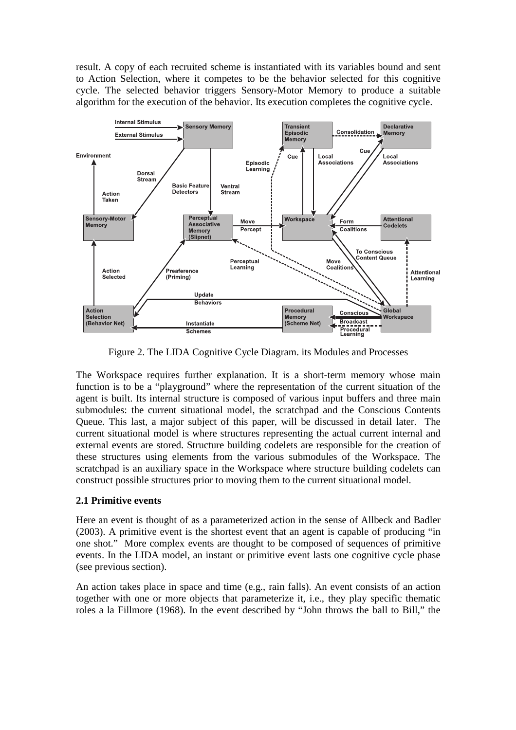result. A copy of each recruited scheme is instantiated with its variables bound and sent to Action Selection, where it competes to be the behavior selected for this cognitive cycle. The selected behavior triggers Sensory-Motor Memory to produce a suitable algorithm for the execution of the behavior. Its execution completes the cognitive cycle.

Figure 2. The LIDA Cognitive Cycle Diagram. its Modules and Processes

The Workspace requires further explanation. It is a short-term memory whose main function is to be a "playground" where the representation of the current situation of the agent is built. Its internal structure is composed of various input buffers and three main submodules: the current situational model, the scratchpad and the Conscious Contents Queue. This last, a major subject of this paper, will be discussed in detail later. The current situational model is where structures representing the actual current internal and external events are stored. Structure building codelets are responsible for the creation of these structures using elements from the various submodules of the Workspace. The scratchpad is an auxiliary space in the Workspace where structure building codelets can construct possible structures prior to moving them to the current situational model.

### 2.1 Primitive events

Here an event is thought of as a parameterized action in the sense of Allbeck and Badler (2003). A primitive event is the shortest event that an agent is capable of producing "in one shot." More complex events are thought to be composed of sequences of primitive events. In the LIDA model, an instant or primitive event lasts one cognitive cycle phase (see previous section).

An action takes place in space and time (e.g., rain falls). An event consists of an action together with one or more objects that parameterize it, i.e., they play specific thematic roles a la Fillmore (1968). In the event described by "John throws the ball to Bill," the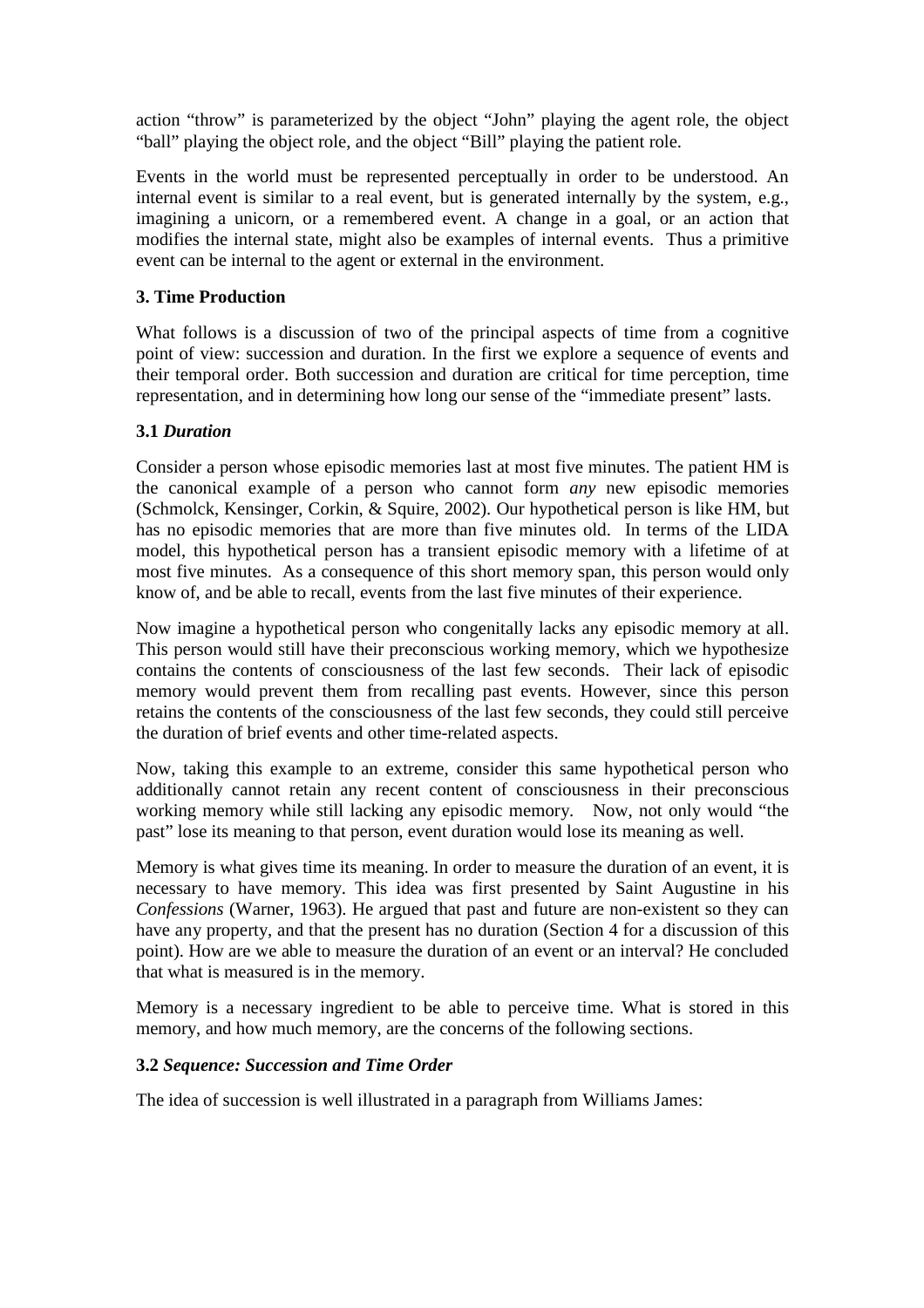action "throw" is parameterized by the object "John" playing the agent role, the object "ball" playing the object role, and the object "Bill" playing the patient role.

Events in the world must be represented perceptually in order to be understood. An internal event is similar to a real event, but is generated internally by the system, e.g., imagining a unicorn, or a remembered event. A change in a goal, or an action that modifies the internal state, might also be examples of internal events. Thus a primitive event can be internal to the agent or external in the environment.

### 3. Time Production

What follows is a discussion of two of the principal aspects of time from a cognitive point of view: succession and duration. In the first we explore a sequence of events and their temporal order. Both succession and duration are critical for time perception, time representation, and in determining how long our sense of the "immediate present" lasts.

#### 3.1 *Duration*

Consider a person whose episodic memories last at most five minutes. The patient HM is the canonical example of a person who cannot form *any* new episodic memories (Schmolck, Kensinger, Corkin, & Squire, 2002). Our hypothetical person is like HM, but has no episodic memories that are more than five minutes old. In terms of the LIDA model, this hypothetical person has a transient episodic memory with a lifetime of at most five minutes. As a consequence of this short memory span, this person would only know of, and be able to recall, events from the last five minutes of their experience.

Now imagine a hypothetical person who congenitally lacks any episodic memory at all. This person would still have their preconscious working memory, which we hypothesize contains the contents of consciousness of the last few seconds. Their lack of episodic memory would prevent them from recalling past events. However, since this person retains the contents of the consciousness of the last few seconds, they could still perceive the duration of brief events and other time-related aspects.

Now, taking this example to an extreme, consider this same hypothetical person who additionally cannot retain any recent content of consciousness in their preconscious working memory while still lacking any episodic memory. Now, not only would "the past" lose its meaning to that person, event duration would lose its meaning as well.

Memory is what gives time its meaning. In order to measure the duration of an event, it is necessary to have memory. This idea was first presented by Saint Augustine in his *Confessions* (Warner, 1963). He argued that past and future are non-existent so they can have any property, and that the present has no duration (Section 4 for a discussion of this point). How are we able to measure the duration of an event or an interval? He concluded that what is measured is in the memory.

Memory is a necessary ingredient to be able to perceive time. What is stored in this memory, and how much memory, are the concerns of the following sections.

#### 3.2 *Sequence: Succession and Time Order*

The idea of succession is well illustrated in a paragraph from Williams James: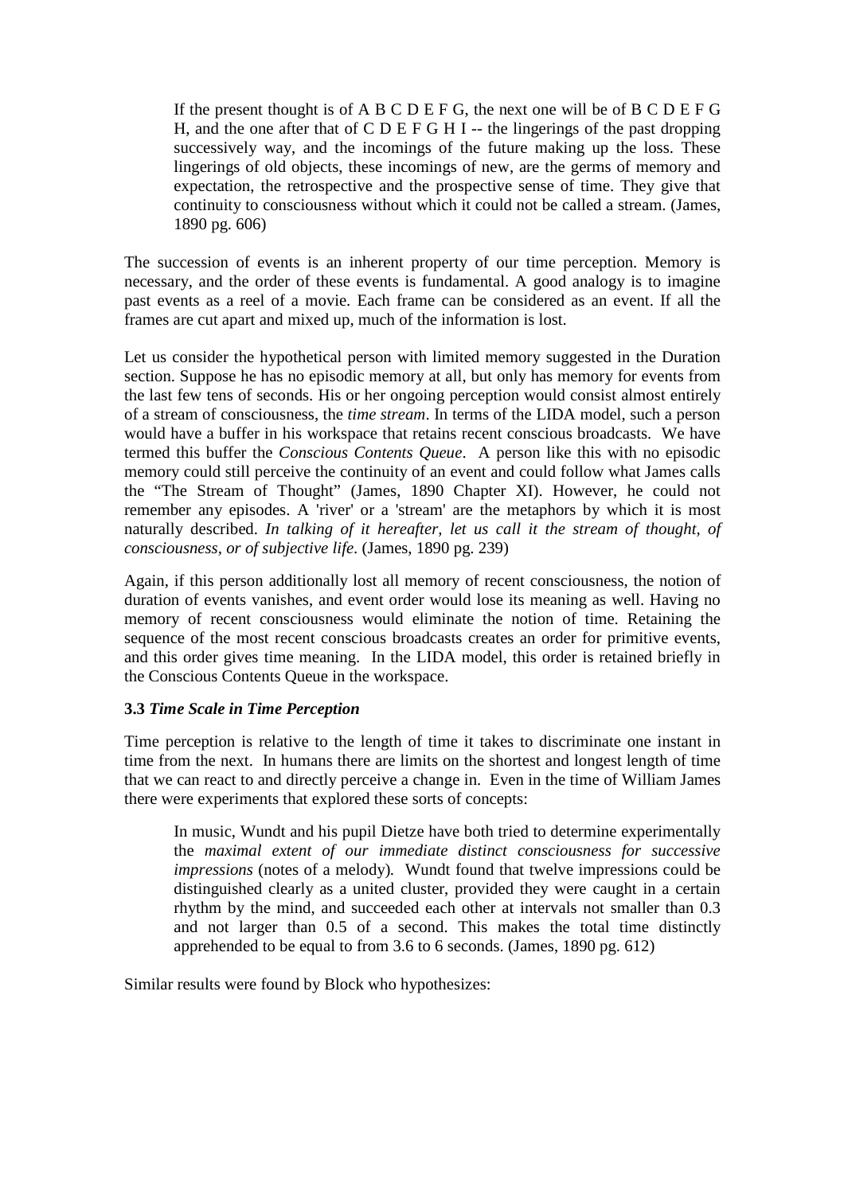> If the present thought is of A B C D E F G, the next one will be of B C D E F G H, and the one after that of C D E F G H I -- the lingerings of the past dropping successively way, and the incomings of the future making up the loss. These lingerings of old objects, these incomings of new, are the germs of memory and expectation, the retrospective and the prospective sense of time. They give that continuity to consciousness without which it could not be called a stream. (James, 1890 pg. 606)

The succession of events is an inherent property of our time perception. Memory is necessary, and the order of these events is fundamental. A good analogy is to imagine past events as a reel of a movie. Each frame can be considered as an event. If all the frames are cut apart and mixed up, much of the information is lost.

Let us consider the hypothetical person with limited memory suggested in the Duration section. Suppose he has no episodic memory at all, but only has memory for events from the last few tens of seconds. His or her ongoing perception would consist almost entirely of a stream of consciousness, the *time stream*. In terms of the LIDA model, such a person would have a buffer in his workspace that retains recent conscious broadcasts. We have termed this buffer the *Conscious Contents Queue*. A person like this with no episodic memory could still perceive the continuity of an event and could follow what James calls the "The Stream of Thought" (James, 1890 Chapter XI). However, he could not remember any episodes. A 'river' or a 'stream' are the metaphors by which it is most naturally described. *In talking of it hereafter, let us call it the stream of thought, of consciousness, or of subjective life*. (James, 1890 pg. 239)

Again, if this person additionally lost all memory of recent consciousness, the notion of duration of events vanishes, and event order would lose its meaning as well. Having no memory of recent consciousness would eliminate the notion of time. Retaining the sequence of the most recent conscious broadcasts creates an order for primitive events, and this order gives time meaning. In the LIDA model, this order is retained briefly in the Conscious Contents Queue in the workspace.

### 3.3 *Time Scale in Time Perception*

Time perception is relative to the length of time it takes to discriminate one instant in time from the next. In humans there are limits on the shortest and longest length of time that we can react to and directly perceive a change in. Even in the time of William James there were experiments that explored these sorts of concepts:

> In music, Wundt and his pupil Dietze have both tried to determine experimentally the *maximal extent of our immediate distinct consciousness for successive impressions* (notes of a melody). Wundt found that twelve impressions could be distinguished clearly as a united cluster, provided they were caught in a certain rhythm by the mind, and succeeded each other at intervals not smaller than 0.3 and not larger than 0.5 of a second. This makes the total time distinctly apprehended to be equal to from 3.6 to 6 seconds. (James, 1890 pg. 612)

Similar results were found by Block who hypothesizes: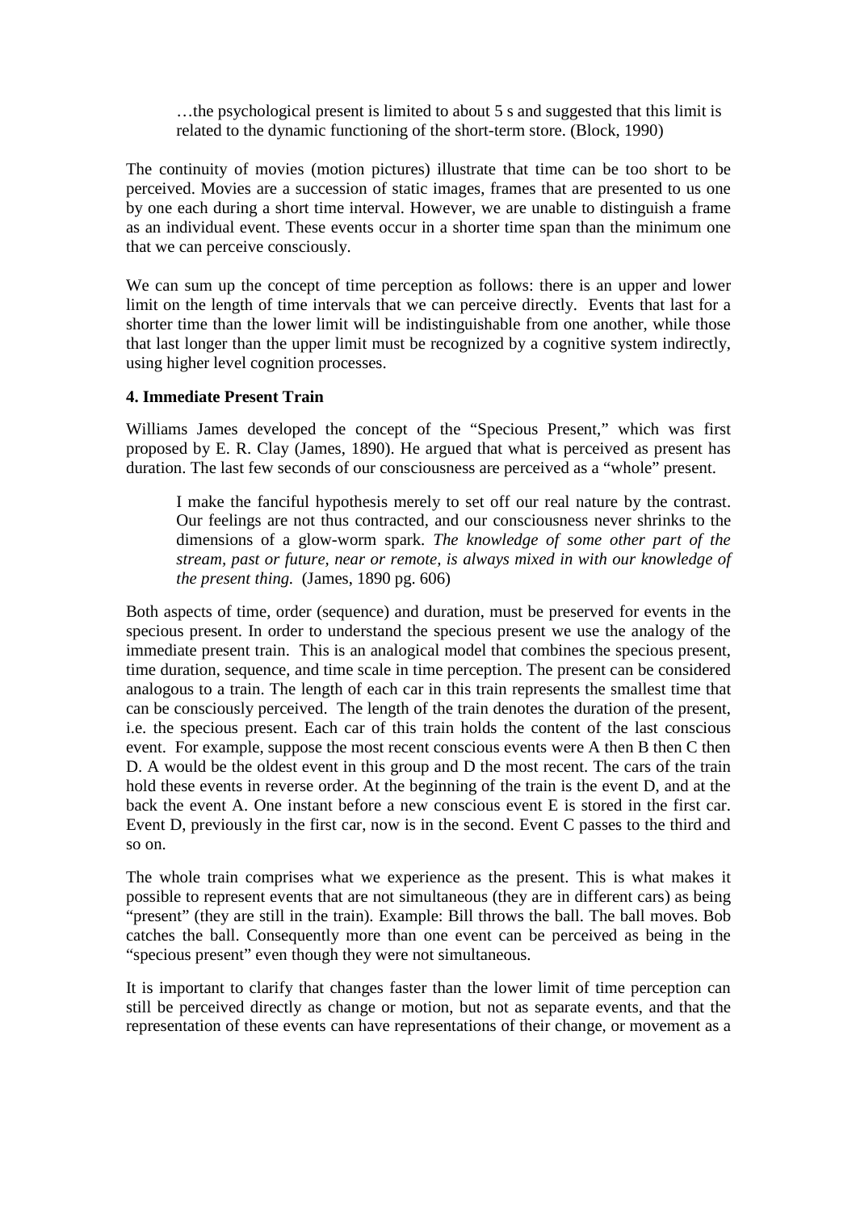> …the psychological present is limited to about 5 s and suggested that this limit is related to the dynamic functioning of the short-term store. (Block, 1990)

The continuity of movies (motion pictures) illustrate that time can be too short to be perceived. Movies are a succession of static images, frames that are presented to us one by one each during a short time interval. However, we are unable to distinguish a frame as an individual event. These events occur in a shorter time span than the minimum one that we can perceive consciously.

We can sum up the concept of time perception as follows: there is an upper and lower limit on the length of time intervals that we can perceive directly. Events that last for a shorter time than the lower limit will be indistinguishable from one another, while those that last longer than the upper limit must be recognized by a cognitive system indirectly, using higher level cognition processes.

### 4. Immediate Present Train

Williams James developed the concept of the "Specious Present," which was first proposed by E. R. Clay (James, 1890). He argued that what is perceived as present has duration. The last few seconds of our consciousness are perceived as a "whole" present.

> I make the fanciful hypothesis merely to set off our real nature by the contrast. Our feelings are not thus contracted, and our consciousness never shrinks to the dimensions of a glow-worm spark. *The knowledge of some other part of the stream, past or future, near or remote, is always mixed in with our knowledge of the present thing.* (James, 1890 pg. 606)

Both aspects of time, order (sequence) and duration, must be preserved for events in the specious present. In order to understand the specious present we use the analogy of the immediate present train. This is an analogical model that combines the specious present, time duration, sequence, and time scale in time perception. The present can be considered analogous to a train. The length of each car in this train represents the smallest time that can be consciously perceived. The length of the train denotes the duration of the present, i.e. the specious present. Each car of this train holds the content of the last conscious event. For example, suppose the most recent conscious events were A then B then C then D. A would be the oldest event in this group and D the most recent. The cars of the train hold these events in reverse order. At the beginning of the train is the event D, and at the back the event A. One instant before a new conscious event E is stored in the first car. Event D, previously in the first car, now is in the second. Event C passes to the third and so on.

The whole train comprises what we experience as the present. This is what makes it possible to represent events that are not simultaneous (they are in different cars) as being "present" (they are still in the train). Example: Bill throws the ball. The ball moves. Bob catches the ball. Consequently more than one event can be perceived as being in the "specious present" even though they were not simultaneous.

It is important to clarify that changes faster than the lower limit of time perception can still be perceived directly as change or motion, but not as separate events, and that the representation of these events can have representations of their change, or movement as a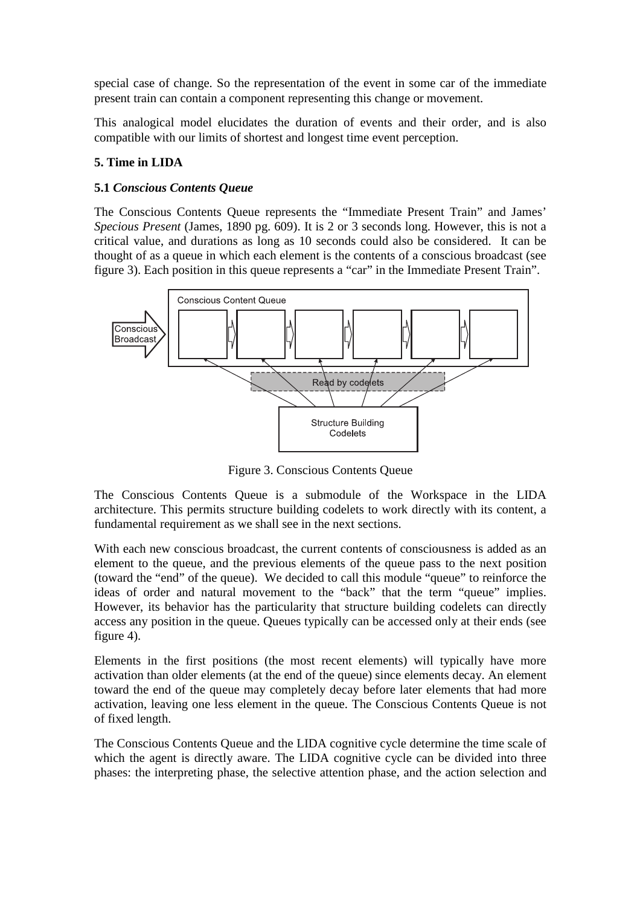special case of change. So the representation of the event in some car of the immediate present train can contain a component representing this change or movement.

This analogical model elucidates the duration of events and their order, and is also compatible with our limits of shortest and longest time event perception.

## 5. Time in LIDA

### 5.1 *Conscious Contents Queue*

The Conscious Contents Queue represents the "Immediate Present Train" and James' *Specious Present* (James, 1890 pg. 609). It is 2 or 3 seconds long. However, this is not a critical value, and durations as long as 10 seconds could also be considered. It can be thought of as a queue in which each element is the contents of a conscious broadcast (see figure 3). Each position in this queue represents a "car" in the Immediate Present Train".

Figure 3. Conscious Contents Queue

The Conscious Contents Queue is a submodule of the Workspace in the LIDA architecture. This permits structure building codelets to work directly with its content, a fundamental requirement as we shall see in the next sections.

With each new conscious broadcast, the current contents of consciousness is added as an element to the queue, and the previous elements of the queue pass to the next position (toward the "end" of the queue). We decided to call this module "queue" to reinforce the ideas of order and natural movement to the "back" that the term "queue" implies. However, its behavior has the particularity that structure building codelets can directly access any position in the queue. Queues typically can be accessed only at their ends (see figure 4).

Elements in the first positions (the most recent elements) will typically have more activation than older elements (at the end of the queue) since elements decay. An element toward the end of the queue may completely decay before later elements that had more activation, leaving one less element in the queue. The Conscious Contents Queue is not of fixed length.

The Conscious Contents Queue and the LIDA cognitive cycle determine the time scale of which the agent is directly aware. The LIDA cognitive cycle can be divided into three phases: the interpreting phase, the selective attention phase, and the action selection and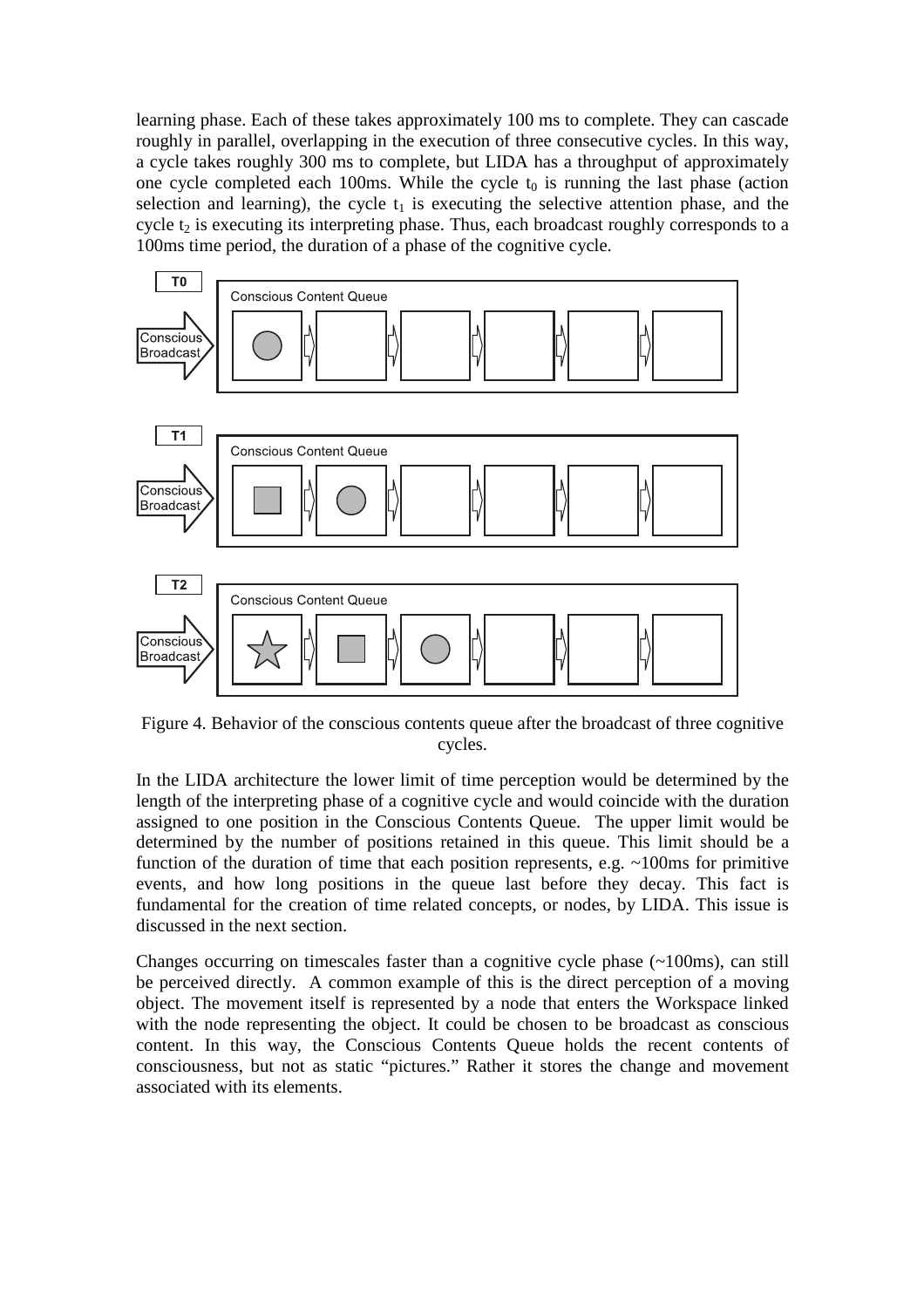learning phase. Each of these takes approximately 100 ms to complete. They can cascade roughly in parallel, overlapping in the execution of three consecutive cycles. In this way, a cycle takes roughly 300 ms to complete, but LIDA has a throughput of approximately one cycle completed each 100ms. While the cycle $t_0$ is running the last phase (action selection and learning), the cycle $t_1$ is executing the selective attention phase, and the cycle $t_2$ is executing its interpreting phase. Thus, each broadcast roughly corresponds to a 100ms time period, the duration of a phase of the cognitive cycle.

Figure 4. Behavior of the conscious contents queue after the broadcast of three cognitive cycles.

In the LIDA architecture the lower limit of time perception would be determined by the length of the interpreting phase of a cognitive cycle and would coincide with the duration assigned to one position in the Conscious Contents Queue. The upper limit would be determined by the number of positions retained in this queue. This limit should be a function of the duration of time that each position represents, e.g. ~100ms for primitive events, and how long positions in the queue last before they decay. This fact is fundamental for the creation of time related concepts, or nodes, by LIDA. This issue is discussed in the next section.

Changes occurring on timescales faster than a cognitive cycle phase (~100ms), can still be perceived directly. A common example of this is the direct perception of a moving object. The movement itself is represented by a node that enters the Workspace linked with the node representing the object. It could be chosen to be broadcast as conscious content. In this way, the Conscious Contents Queue holds the recent contents of consciousness, but not as static "pictures." Rather it stores the change and movement associated with its elements.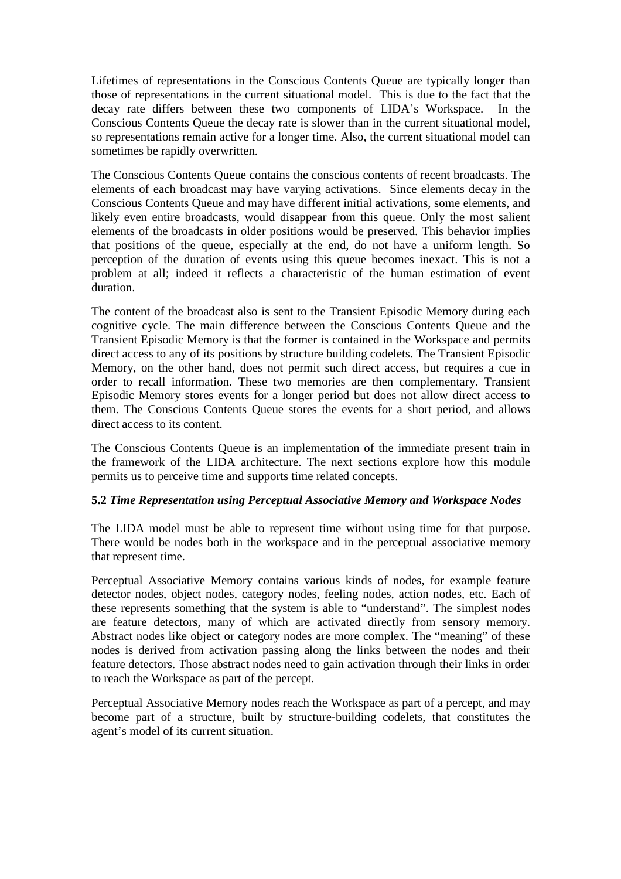Lifetimes of representations in the Conscious Contents Queue are typically longer than those of representations in the current situational model. This is due to the fact that the decay rate differs between these two components of LIDA's Workspace. In the Conscious Contents Queue the decay rate is slower than in the current situational model, so representations remain active for a longer time. Also, the current situational model can sometimes be rapidly overwritten.

The Conscious Contents Queue contains the conscious contents of recent broadcasts. The elements of each broadcast may have varying activations. Since elements decay in the Conscious Contents Queue and may have different initial activations, some elements, and likely even entire broadcasts, would disappear from this queue. Only the most salient elements of the broadcasts in older positions would be preserved. This behavior implies that positions of the queue, especially at the end, do not have a uniform length. So perception of the duration of events using this queue becomes inexact. This is not a problem at all; indeed it reflects a characteristic of the human estimation of event duration.

The content of the broadcast also is sent to the Transient Episodic Memory during each cognitive cycle. The main difference between the Conscious Contents Queue and the Transient Episodic Memory is that the former is contained in the Workspace and permits direct access to any of its positions by structure building codelets. The Transient Episodic Memory, on the other hand, does not permit such direct access, but requires a cue in order to recall information. These two memories are then complementary. Transient Episodic Memory stores events for a longer period but does not allow direct access to them. The Conscious Contents Queue stores the events for a short period, and allows direct access to its content.

The Conscious Contents Queue is an implementation of the immediate present train in the framework of the LIDA architecture. The next sections explore how this module permits us to perceive time and supports time related concepts.

### 5.2 *Time Representation using Perceptual Associative Memory and Workspace Nodes*

The LIDA model must be able to represent time without using time for that purpose. There would be nodes both in the workspace and in the perceptual associative memory that represent time.

Perceptual Associative Memory contains various kinds of nodes, for example feature detector nodes, object nodes, category nodes, feeling nodes, action nodes, etc. Each of these represents something that the system is able to "understand". The simplest nodes are feature detectors, many of which are activated directly from sensory memory. Abstract nodes like object or category nodes are more complex. The "meaning" of these nodes is derived from activation passing along the links between the nodes and their feature detectors. Those abstract nodes need to gain activation through their links in order to reach the Workspace as part of the percept.

Perceptual Associative Memory nodes reach the Workspace as part of a percept, and may become part of a structure, built by structure-building codelets, that constitutes the agent's model of its current situation.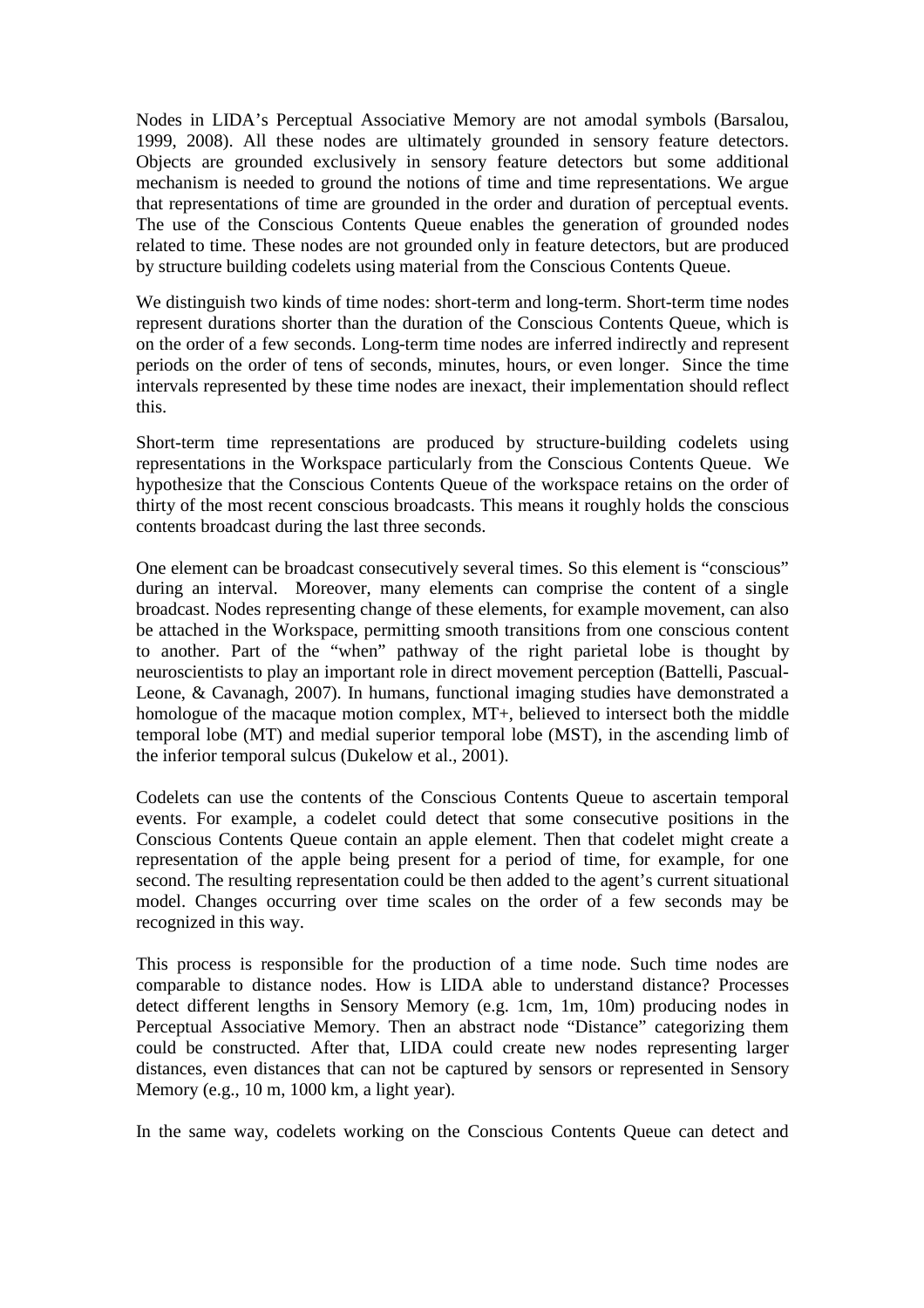Nodes in LIDA's Perceptual Associative Memory are not amodal symbols (Barsalou, 1999, 2008). All these nodes are ultimately grounded in sensory feature detectors. Objects are grounded exclusively in sensory feature detectors but some additional mechanism is needed to ground the notions of time and time representations. We argue that representations of time are grounded in the order and duration of perceptual events. The use of the Conscious Contents Queue enables the generation of grounded nodes related to time. These nodes are not grounded only in feature detectors, but are produced by structure building codelets using material from the Conscious Contents Queue.

We distinguish two kinds of time nodes: short-term and long-term. Short-term time nodes represent durations shorter than the duration of the Conscious Contents Queue, which is on the order of a few seconds. Long-term time nodes are inferred indirectly and represent periods on the order of tens of seconds, minutes, hours, or even longer. Since the time intervals represented by these time nodes are inexact, their implementation should reflect this.

Short-term time representations are produced by structure-building codelets using representations in the Workspace particularly from the Conscious Contents Queue. We hypothesize that the Conscious Contents Queue of the workspace retains on the order of thirty of the most recent conscious broadcasts. This means it roughly holds the conscious contents broadcast during the last three seconds.

One element can be broadcast consecutively several times. So this element is "conscious" during an interval. Moreover, many elements can comprise the content of a single broadcast. Nodes representing change of these elements, for example movement, can also be attached in the Workspace, permitting smooth transitions from one conscious content to another. Part of the "when" pathway of the right parietal lobe is thought by neuroscientists to play an important role in direct movement perception (Battelli, Pascual-Leone, & Cavanagh, 2007). In humans, functional imaging studies have demonstrated a homologue of the macaque motion complex, MT+, believed to intersect both the middle temporal lobe (MT) and medial superior temporal lobe (MST), in the ascending limb of the inferior temporal sulcus (Dukelow et al., 2001).

Codelets can use the contents of the Conscious Contents Queue to ascertain temporal events. For example, a codelet could detect that some consecutive positions in the Conscious Contents Queue contain an apple element. Then that codelet might create a representation of the apple being present for a period of time, for example, for one second. The resulting representation could be then added to the agent's current situational model. Changes occurring over time scales on the order of a few seconds may be recognized in this way.

This process is responsible for the production of a time node. Such time nodes are comparable to distance nodes. How is LIDA able to understand distance? Processes detect different lengths in Sensory Memory (e.g. 1cm, 1m, 10m) producing nodes in Perceptual Associative Memory. Then an abstract node "Distance" categorizing them could be constructed. After that, LIDA could create new nodes representing larger distances, even distances that can not be captured by sensors or represented in Sensory Memory (e.g., 10 m, 1000 km, a light year).

In the same way, codelets working on the Conscious Contents Queue can detect and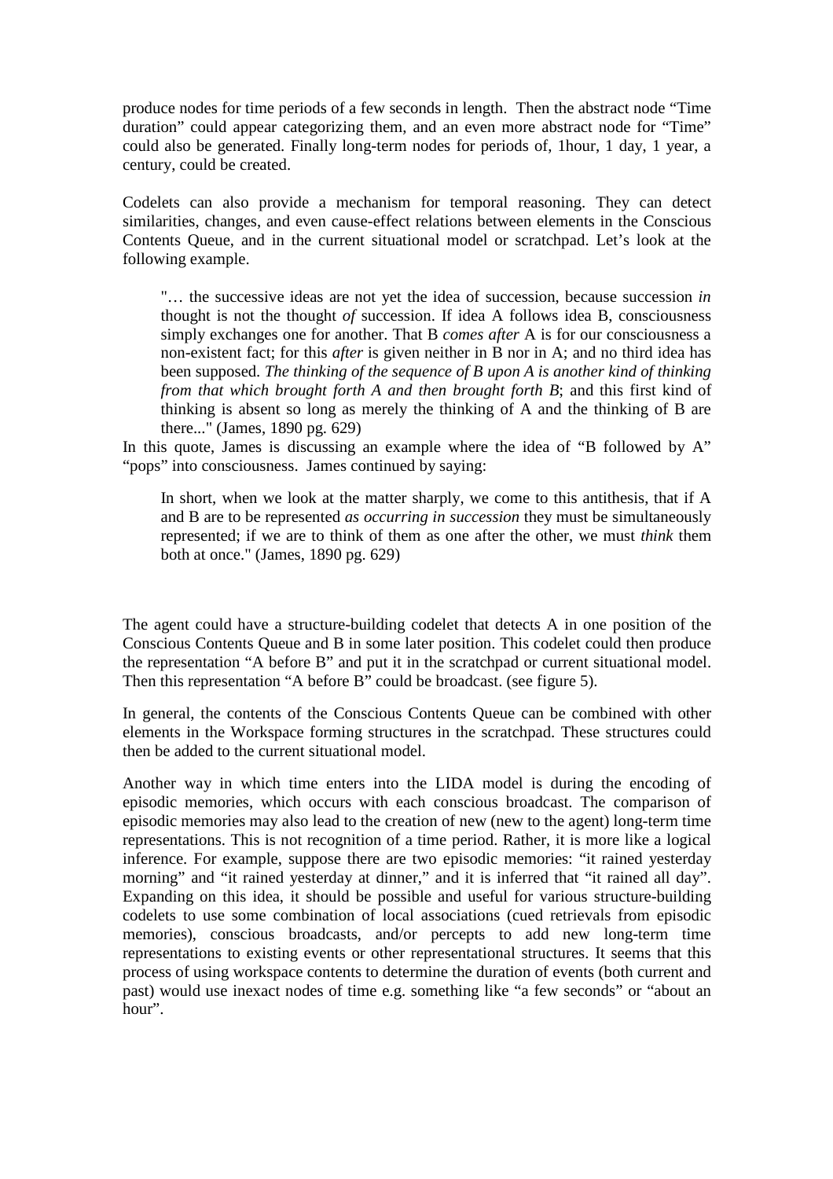produce nodes for time periods of a few seconds in length. Then the abstract node "Time duration" could appear categorizing them, and an even more abstract node for "Time" could also be generated. Finally long-term nodes for periods of, 1hour, 1 day, 1 year, a century, could be created.

Codelets can also provide a mechanism for temporal reasoning. They can detect similarities, changes, and even cause-effect relations between elements in the Conscious Contents Queue, and in the current situational model or scratchpad. Let's look at the following example.

> "… the successive ideas are not yet the idea of succession, because succession *in* thought is not the thought *of* succession. If idea A follows idea B, consciousness simply exchanges one for another. That B *comes after* A is for our consciousness a non-existent fact; for this *after* is given neither in B nor in A; and no third idea has been supposed. *The thinking of the sequence of B upon A is another kind of thinking from that which brought forth A and then brought forth B*; and this first kind of thinking is absent so long as merely the thinking of A and the thinking of B are there..." (James, 1890 pg. 629)

In this quote, James is discussing an example where the idea of "B followed by A" "pops" into consciousness. James continued by saying:

> In short, when we look at the matter sharply, we come to this antithesis, that if A and B are to be represented *as occurring in succession* they must be simultaneously represented; if we are to think of them as one after the other, we must *think* them both at once." (James, 1890 pg. 629)

The agent could have a structure-building codelet that detects A in one position of the Conscious Contents Queue and B in some later position. This codelet could then produce the representation "A before B" and put it in the scratchpad or current situational model. Then this representation "A before B" could be broadcast. (see figure 5).

In general, the contents of the Conscious Contents Queue can be combined with other elements in the Workspace forming structures in the scratchpad. These structures could then be added to the current situational model.

Another way in which time enters into the LIDA model is during the encoding of episodic memories, which occurs with each conscious broadcast. The comparison of episodic memories may also lead to the creation of new (new to the agent) long-term time representations. This is not recognition of a time period. Rather, it is more like a logical inference. For example, suppose there are two episodic memories: "it rained yesterday morning" and "it rained yesterday at dinner," and it is inferred that "it rained all day". Expanding on this idea, it should be possible and useful for various structure-building codelets to use some combination of local associations (cued retrievals from episodic memories), conscious broadcasts, and/or percepts to add new long-term time representations to existing events or other representational structures. It seems that this process of using workspace contents to determine the duration of events (both current and past) would use inexact nodes of time e.g. something like "a few seconds" or "about an hour".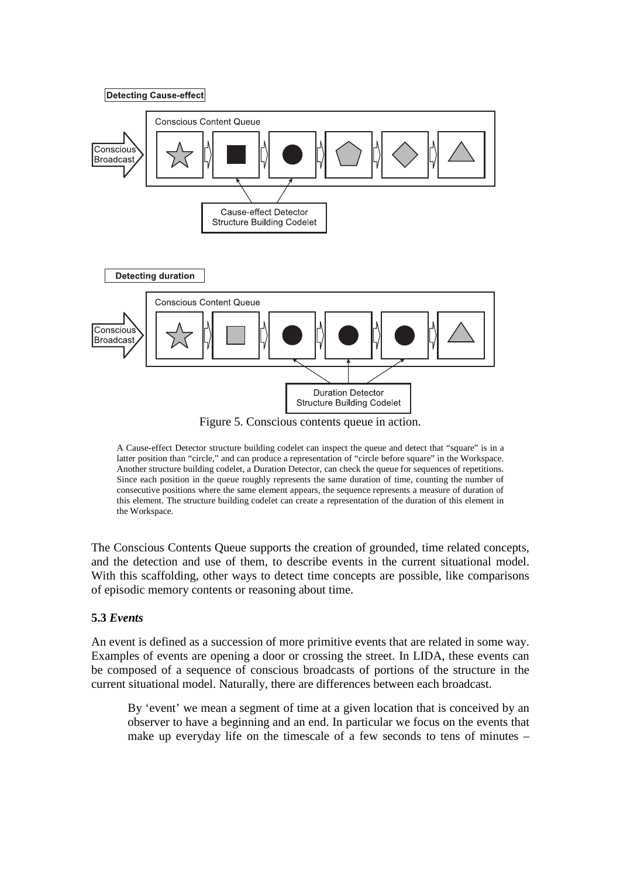Detecting Cause-effect

Conscious Content Queue

Conscious Broadcast

Cause-effect Detector Structure Building Codelet

Detecting duration

Conscious Content Queue

Conscious Broadcast

Duration Detector Structure Building Codelet

Figure 5. Conscious contents queue in action.

A Cause-effect Detector structure building codelet can inspect the queue and detect that "square" is in a latter position than "circle," and can produce a representation of "circle before square" in the Workspace. Another structure building codelet, a Duration Detector, can check the queue for sequences of repetitions. Since each position in the queue roughly represents the same duration of time, counting the number of consecutive positions where the same element appears, the sequence represents a measure of duration of this element. The structure building codelet can create a representation of the duration of this element in the Workspace.

The Conscious Contents Queue supports the creation of grounded, time related concepts, and the detection and use of them, to describe events in the current situational model. With this scaffolding, other ways to detect time concepts are possible, like comparisons of episodic memory contents or reasoning about time.

### 5.3 *Events*

An event is defined as a succession of more primitive events that are related in some way. Examples of events are opening a door or crossing the street. In LIDA, these events can be composed of a sequence of conscious broadcasts of portions of the structure in the current situational model. Naturally, there are differences between each broadcast.

> By 'event' we mean a segment of time at a given location that is conceived by an observer to have a beginning and an end. In particular we focus on the events that make up everyday life on the timescale of a few seconds to tens of minutes –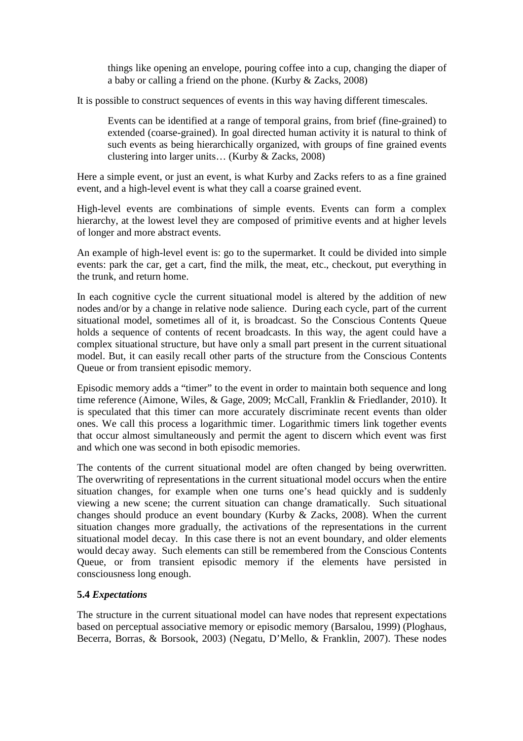> things like opening an envelope, pouring coffee into a cup, changing the diaper of a baby or calling a friend on the phone. (Kurby & Zacks, 2008)

It is possible to construct sequences of events in this way having different timescales.

> Events can be identified at a range of temporal grains, from brief (fine-grained) to extended (coarse-grained). In goal directed human activity it is natural to think of such events as being hierarchically organized, with groups of fine grained events clustering into larger units… (Kurby & Zacks, 2008)

Here a simple event, or just an event, is what Kurby and Zacks refers to as a fine grained event, and a high-level event is what they call a coarse grained event.

High-level events are combinations of simple events. Events can form a complex hierarchy, at the lowest level they are composed of primitive events and at higher levels of longer and more abstract events.

An example of high-level event is: go to the supermarket. It could be divided into simple events: park the car, get a cart, find the milk, the meat, etc., checkout, put everything in the trunk, and return home.

In each cognitive cycle the current situational model is altered by the addition of new nodes and/or by a change in relative node salience. During each cycle, part of the current situational model, sometimes all of it, is broadcast. So the Conscious Contents Queue holds a sequence of contents of recent broadcasts. In this way, the agent could have a complex situational structure, but have only a small part present in the current situational model. But, it can easily recall other parts of the structure from the Conscious Contents Queue or from transient episodic memory.

Episodic memory adds a "timer" to the event in order to maintain both sequence and long time reference (Aimone, Wiles, & Gage, 2009; McCall, Franklin & Friedlander, 2010). It is speculated that this timer can more accurately discriminate recent events than older ones. We call this process a logarithmic timer. Logarithmic timers link together events that occur almost simultaneously and permit the agent to discern which event was first and which one was second in both episodic memories.

The contents of the current situational model are often changed by being overwritten. The overwriting of representations in the current situational model occurs when the entire situation changes, for example when one turns one's head quickly and is suddenly viewing a new scene; the current situation can change dramatically. Such situational changes should produce an event boundary (Kurby & Zacks, 2008). When the current situation changes more gradually, the activations of the representations in the current situational model decay. In this case there is not an event boundary, and older elements would decay away. Such elements can still be remembered from the Conscious Contents Queue, or from transient episodic memory if the elements have persisted in consciousness long enough.

### 5.4 *Expectations*

The structure in the current situational model can have nodes that represent expectations based on perceptual associative memory or episodic memory (Barsalou, 1999) (Ploghaus, Becerra, Borras, & Borsook, 2003) (Negatu, D'Mello, & Franklin, 2007). These nodes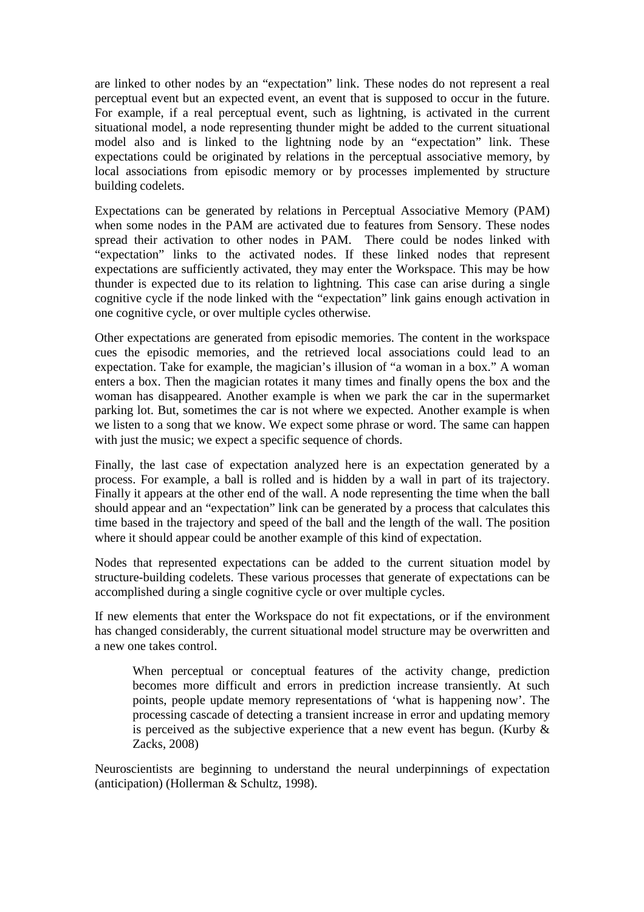are linked to other nodes by an "expectation" link. These nodes do not represent a real perceptual event but an expected event, an event that is supposed to occur in the future. For example, if a real perceptual event, such as lightning, is activated in the current situational model, a node representing thunder might be added to the current situational model also and is linked to the lightning node by an "expectation" link. These expectations could be originated by relations in the perceptual associative memory, by local associations from episodic memory or by processes implemented by structure building codelets.

Expectations can be generated by relations in Perceptual Associative Memory (PAM) when some nodes in the PAM are activated due to features from Sensory. These nodes spread their activation to other nodes in PAM. There could be nodes linked with "expectation" links to the activated nodes. If these linked nodes that represent expectations are sufficiently activated, they may enter the Workspace. This may be how thunder is expected due to its relation to lightning. This case can arise during a single cognitive cycle if the node linked with the "expectation" link gains enough activation in one cognitive cycle, or over multiple cycles otherwise.

Other expectations are generated from episodic memories. The content in the workspace cues the episodic memories, and the retrieved local associations could lead to an expectation. Take for example, the magician's illusion of "a woman in a box." A woman enters a box. Then the magician rotates it many times and finally opens the box and the woman has disappeared. Another example is when we park the car in the supermarket parking lot. But, sometimes the car is not where we expected. Another example is when we listen to a song that we know. We expect some phrase or word. The same can happen with just the music; we expect a specific sequence of chords.

Finally, the last case of expectation analyzed here is an expectation generated by a process. For example, a ball is rolled and is hidden by a wall in part of its trajectory. Finally it appears at the other end of the wall. A node representing the time when the ball should appear and an "expectation" link can be generated by a process that calculates this time based in the trajectory and speed of the ball and the length of the wall. The position where it should appear could be another example of this kind of expectation.

Nodes that represented expectations can be added to the current situation model by structure-building codelets. These various processes that generate of expectations can be accomplished during a single cognitive cycle or over multiple cycles.

If new elements that enter the Workspace do not fit expectations, or if the environment has changed considerably, the current situational model structure may be overwritten and a new one takes control.

> When perceptual or conceptual features of the activity change, prediction becomes more difficult and errors in prediction increase transiently. At such points, people update memory representations of 'what is happening now'. The processing cascade of detecting a transient increase in error and updating memory is perceived as the subjective experience that a new event has begun. (Kurby & Zacks, 2008)

Neuroscientists are beginning to understand the neural underpinnings of expectation (anticipation) (Hollerman & Schultz, 1998).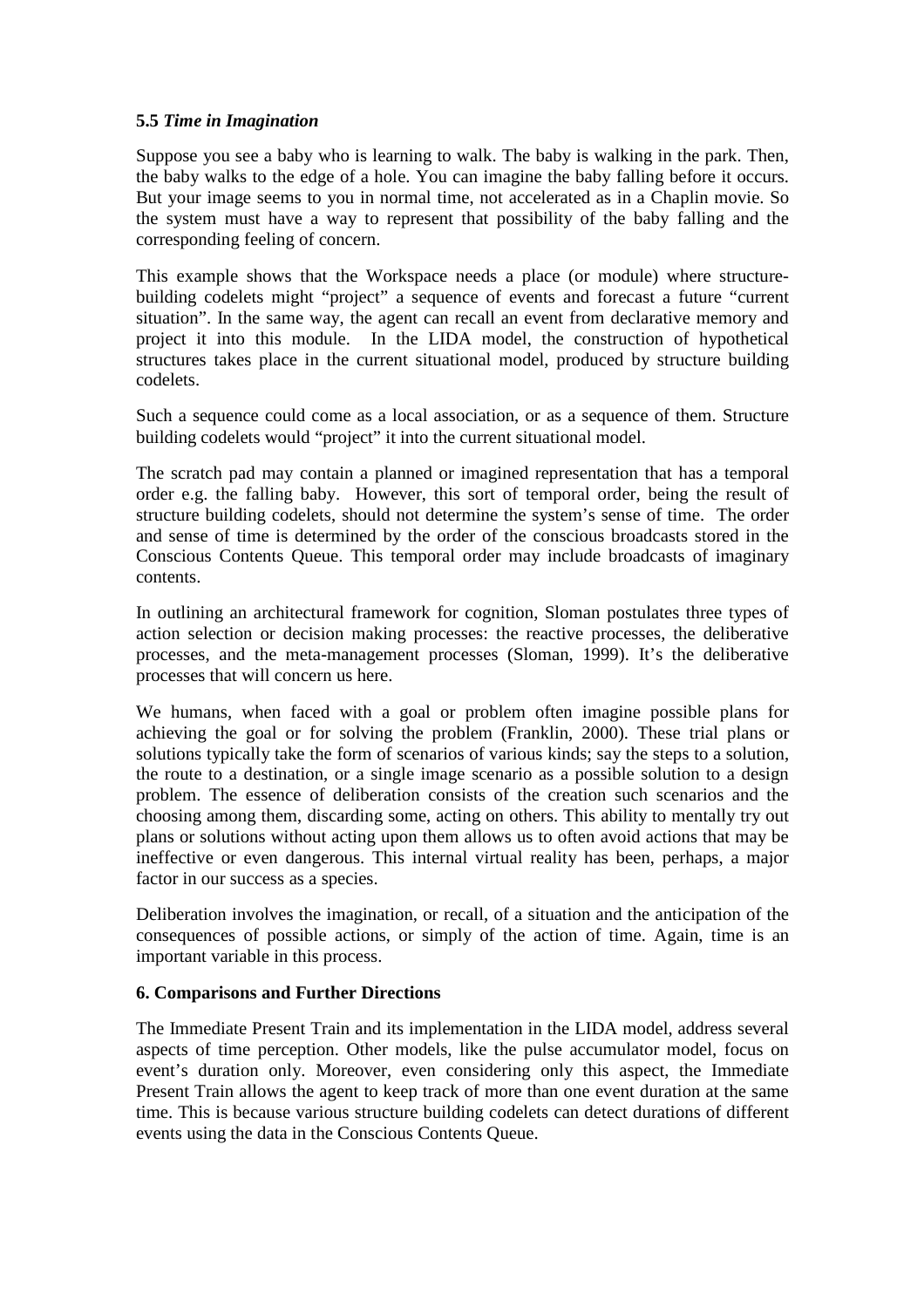### **5.5** *Time in Imagination*

Suppose you see a baby who is learning to walk. The baby is walking in the park. Then, the baby walks to the edge of a hole. You can imagine the baby falling before it occurs. But your image seems to you in normal time, not accelerated as in a Chaplin movie. So the system must have a way to represent that possibility of the baby falling and the corresponding feeling of concern.

This example shows that the Workspace needs a place (or module) where structure-building codelets might "project" a sequence of events and forecast a future "current situation". In the same way, the agent can recall an event from declarative memory and project it into this module. In the LIDA model, the construction of hypothetical structures takes place in the current situational model, produced by structure building codelets.

Such a sequence could come as a local association, or as a sequence of them. Structure building codelets would "project" it into the current situational model.

The scratch pad may contain a planned or imagined representation that has a temporal order e.g. the falling baby. However, this sort of temporal order, being the result of structure building codelets, should not determine the system's sense of time. The order and sense of time is determined by the order of the conscious broadcasts stored in the Conscious Contents Queue. This temporal order may include broadcasts of imaginary contents.

In outlining an architectural framework for cognition, Sloman postulates three types of action selection or decision making processes: the reactive processes, the deliberative processes, and the meta-management processes (Sloman, 1999). It's the deliberative processes that will concern us here.

We humans, when faced with a goal or problem often imagine possible plans for achieving the goal or for solving the problem (Franklin, 2000). These trial plans or solutions typically take the form of scenarios of various kinds; say the steps to a solution, the route to a destination, or a single image scenario as a possible solution to a design problem. The essence of deliberation consists of the creation such scenarios and the choosing among them, discarding some, acting on others. This ability to mentally try out plans or solutions without acting upon them allows us to often avoid actions that may be ineffective or even dangerous. This internal virtual reality has been, perhaps, a major factor in our success as a species.

Deliberation involves the imagination, or recall, of a situation and the anticipation of the consequences of possible actions, or simply of the action of time. Again, time is an important variable in this process.

## **6. Comparisons and Further Directions**

The Immediate Present Train and its implementation in the LIDA model, address several aspects of time perception. Other models, like the pulse accumulator model, focus on event's duration only. Moreover, even considering only this aspect, the Immediate Present Train allows the agent to keep track of more than one event duration at the same time. This is because various structure building codelets can detect durations of different events using the data in the Conscious Contents Queue.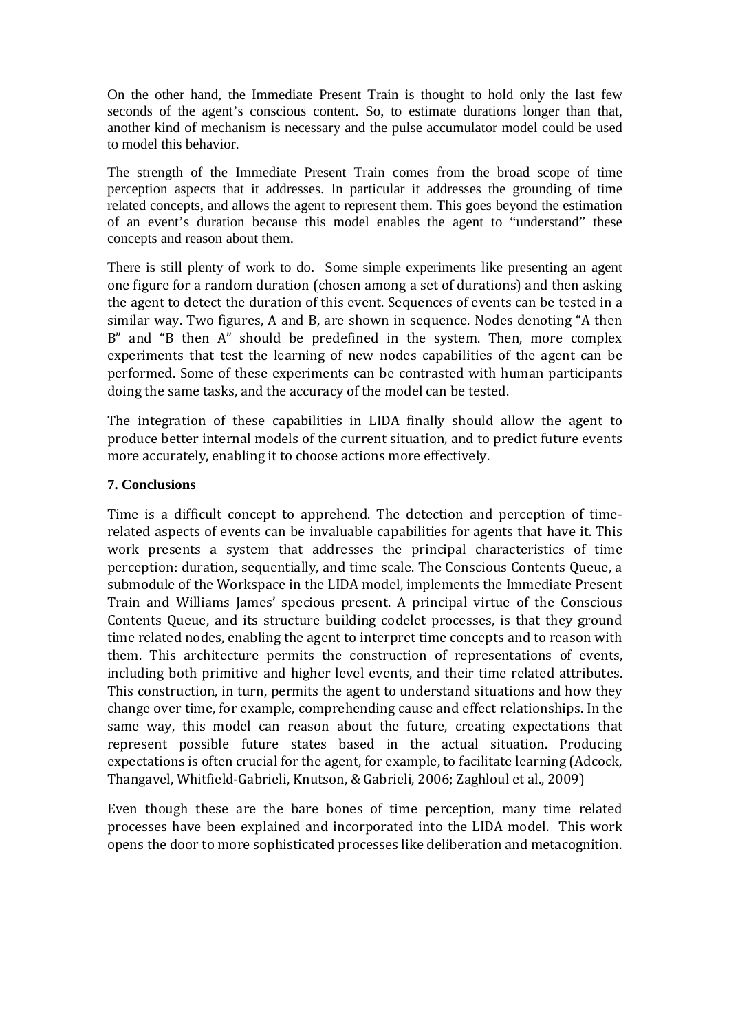On the other hand, the Immediate Present Train is thought to hold only the last few seconds of the agent's conscious content. So, to estimate durations longer than that, another kind of mechanism is necessary and the pulse accumulator model could be used to model this behavior.

The strength of the Immediate Present Train comes from the broad scope of time perception aspects that it addresses. In particular it addresses the grounding of time related concepts, and allows the agent to represent them. This goes beyond the estimation of an event's duration because this model enables the agent to "understand" these concepts and reason about them.

There is still plenty of work to do. Some simple experiments like presenting an agent one figure for a random duration (chosen among a set of durations) and then asking the agent to detect the duration of this event. Sequences of events can be tested in a similar way. Two figures, A and B, are shown in sequence. Nodes denoting "A then B" and "B then A" should be predefined in the system. Then, more complex experiments that test the learning of new nodes capabilities of the agent can be performed. Some of these experiments can be contrasted with human participants doing the same tasks, and the accuracy of the model can be tested.

The integration of these capabilities in LIDA finally should allow the agent to produce better internal models of the current situation, and to predict future events more accurately, enabling it to choose actions more effectively.

## 7. Conclusions

Time is a difficult concept to apprehend. The detection and perception of time-related aspects of events can be invaluable capabilities for agents that have it. This work presents a system that addresses the principal characteristics of time perception: duration, sequentially, and time scale. The Conscious Contents Queue, a submodule of the Workspace in the LIDA model, implements the Immediate Present Train and Williams James' specious present. A principal virtue of the Conscious Contents Queue, and its structure building codelet processes, is that they ground time related nodes, enabling the agent to interpret time concepts and to reason with them. This architecture permits the construction of representations of events, including both primitive and higher level events, and their time related attributes. This construction, in turn, permits the agent to understand situations and how they change over time, for example, comprehending cause and effect relationships. In the same way, this model can reason about the future, creating expectations that represent possible future states based in the actual situation. Producing expectations is often crucial for the agent, for example, to facilitate learning (Adcock, Thangavel, Whitfield-Gabrieli, Knutson, & Gabrieli, 2006; Zaghloul et al., 2009)

Even though these are the bare bones of time perception, many time related processes have been explained and incorporated into the LIDA model. This work opens the door to more sophisticated processes like deliberation and metacognition.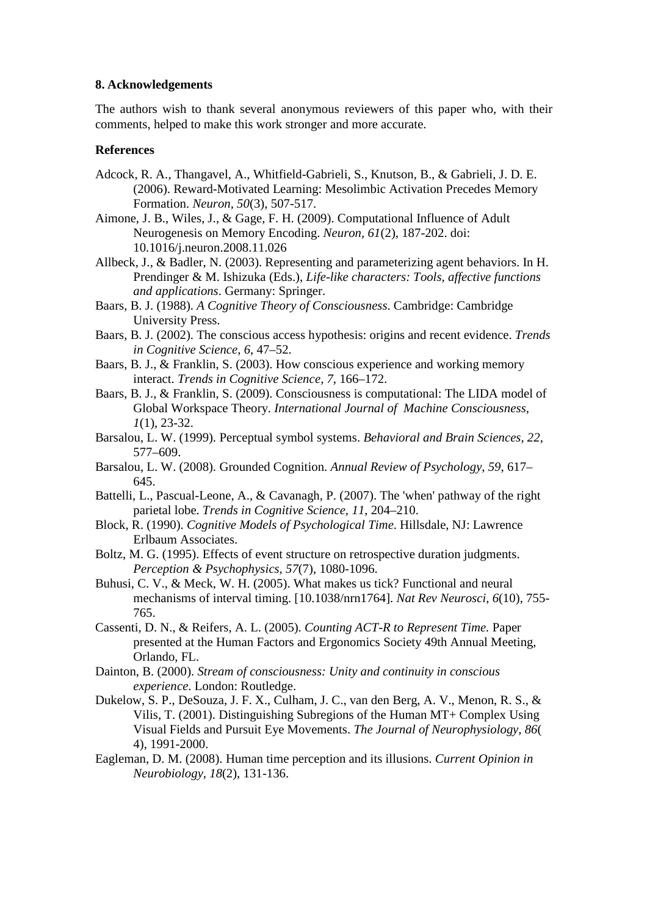## 8. Acknowledgements

The authors wish to thank several anonymous reviewers of this paper who, with their comments, helped to make this work stronger and more accurate.

## References

Adcock, R. A., Thangavel, A., Whitfield-Gabrieli, S., Knutson, B., & Gabrieli, J. D. E. (2006). Reward-Motivated Learning: Mesolimbic Activation Precedes Memory Formation. *Neuron, 50*(3), 507-517.

Aimone, J. B., Wiles, J., & Gage, F. H. (2009). Computational Influence of Adult Neurogenesis on Memory Encoding. *Neuron, 61*(2), 187-202. doi: 10.1016/j.neuron.2008.11.026

Allbeck, J., & Badler, N. (2003). Representing and parameterizing agent behaviors. In H. Prendinger & M. Ishizuka (Eds.), *Life-like characters: Tools, affective functions and applications*. Germany: Springer.

Baars, B. J. (1988). *A Cognitive Theory of Consciousness*. Cambridge: Cambridge University Press.

Baars, B. J. (2002). The conscious access hypothesis: origins and recent evidence. *Trends in Cognitive Science, 6*, 47–52.

Baars, B. J., & Franklin, S. (2003). How conscious experience and working memory interact. *Trends in Cognitive Science, 7*, 166–172.

Baars, B. J., & Franklin, S. (2009). Consciousness is computational: The LIDA model of Global Workspace Theory. *International Journal of Machine Consciousness, 1*(1), 23-32.

Barsalou, L. W. (1999). Perceptual symbol systems. *Behavioral and Brain Sciences, 22*, 577–609.

Barsalou, L. W. (2008). Grounded Cognition. *Annual Review of Psychology, 59*, 617–645.

Battelli, L., Pascual-Leone, A., & Cavanagh, P. (2007). The 'when' pathway of the right parietal lobe. *Trends in Cognitive Science, 11*, 204–210.

Block, R. (1990). *Cognitive Models of Psychological Time*. Hillsdale, NJ: Lawrence Erlbaum Associates.

Boltz, M. G. (1995). Effects of event structure on retrospective duration judgments. *Perception & Psychophysics, 57*(7), 1080-1096.

Buhusi, C. V., & Meck, W. H. (2005). What makes us tick? Functional and neural mechanisms of interval timing. [10.1038/nrn1764]. *Nat Rev Neurosci, 6*(10), 755-765.

Cassenti, D. N., & Reifers, A. L. (2005). *Counting ACT-R to Represent Time.* Paper presented at the Human Factors and Ergonomics Society 49th Annual Meeting, Orlando, FL.

Dainton, B. (2000). *Stream of consciousness: Unity and continuity in conscious experience*. London: Routledge.

Dukelow, S. P., DeSouza, J. F. X., Culham, J. C., van den Berg, A. V., Menon, R. S., & Vilis, T. (2001). Distinguishing Subregions of the Human MT+ Complex Using Visual Fields and Pursuit Eye Movements. *The Journal of Neurophysiology, 86*( 4), 1991-2000.

Eagleman, D. M. (2008). Human time perception and its illusions. *Current Opinion in Neurobiology, 18*(2), 131-136.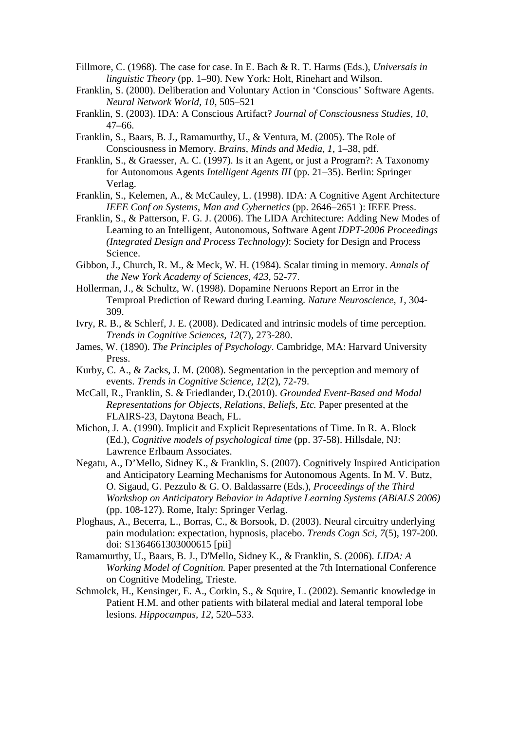Fillmore, C. (1968). The case for case. In E. Bach & R. T. Harms (Eds.), *Universals in linguistic Theory* (pp. 1–90). New York: Holt, Rinehart and Wilson.

Franklin, S. (2000). Deliberation and Voluntary Action in 'Conscious' Software Agents. *Neural Network World, 10*, 505–521

Franklin, S. (2003). IDA: A Conscious Artifact? *Journal of Consciousness Studies, 10*, 47–66.

Franklin, S., Baars, B. J., Ramamurthy, U., & Ventura, M. (2005). The Role of Consciousness in Memory. *Brains, Minds and Media, 1*, 1–38, pdf.

Franklin, S., & Graesser, A. C. (1997). Is it an Agent, or just a Program?: A Taxonomy for Autonomous Agents *Intelligent Agents III* (pp. 21–35). Berlin: Springer Verlag.

Franklin, S., Kelemen, A., & McCauley, L. (1998). IDA: A Cognitive Agent Architecture *IEEE Conf on Systems, Man and Cybernetics* (pp. 2646–2651 ): IEEE Press.

Franklin, S., & Patterson, F. G. J. (2006). The LIDA Architecture: Adding New Modes of Learning to an Intelligent, Autonomous, Software Agent *IDPT-2006 Proceedings (Integrated Design and Process Technology)*: Society for Design and Process Science.

Gibbon, J., Church, R. M., & Meck, W. H. (1984). Scalar timing in memory. *Annals of the New York Academy of Sciences, 423*, 52-77.

Hollerman, J., & Schultz, W. (1998). Dopamine Neruons Report an Error in the Temproal Prediction of Reward during Learning. *Nature Neuroscience, 1*, 304-309.

Ivry, R. B., & Schlerf, J. E. (2008). Dedicated and intrinsic models of time perception. *Trends in Cognitive Sciences, 12*(7), 273-280.

James, W. (1890). *The Principles of Psychology*. Cambridge, MA: Harvard University Press.

Kurby, C. A., & Zacks, J. M. (2008). Segmentation in the perception and memory of events. *Trends in Cognitive Science, 12*(2), 72-79.

McCall, R., Franklin, S. & Friedlander, D.(2010). *Grounded Event-Based and Modal Representations for Objects, Relations, Beliefs, Etc.* Paper presented at the FLAIRS-23, Daytona Beach, FL.

Michon, J. A. (1990). Implicit and Explicit Representations of Time. In R. A. Block (Ed.), *Cognitive models of psychological time* (pp. 37-58). Hillsdale, NJ: Lawrence Erlbaum Associates.

Negatu, A., D'Mello, Sidney K., & Franklin, S. (2007). Cognitively Inspired Anticipation and Anticipatory Learning Mechanisms for Autonomous Agents. In M. V. Butz, O. Sigaud, G. Pezzulo & G. O. Baldassarre (Eds.), *Proceedings of the Third Workshop on Anticipatory Behavior in Adaptive Learning Systems (ABiALS 2006)* (pp. 108-127). Rome, Italy: Springer Verlag.

Ploghaus, A., Becerra, L., Borras, C., & Borsook, D. (2003). Neural circuitry underlying pain modulation: expectation, hypnosis, placebo. *Trends Cogn Sci, 7*(5), 197-200. doi: S1364661303000615 [pii]

Ramamurthy, U., Baars, B. J., D'Mello, Sidney K., & Franklin, S. (2006). *LIDA: A Working Model of Cognition.* Paper presented at the 7th International Conference on Cognitive Modeling, Trieste.

Schmolck, H., Kensinger, E. A., Corkin, S., & Squire, L. (2002). Semantic knowledge in Patient H.M. and other patients with bilateral medial and lateral temporal lobe lesions. *Hippocampus, 12*, 520–533.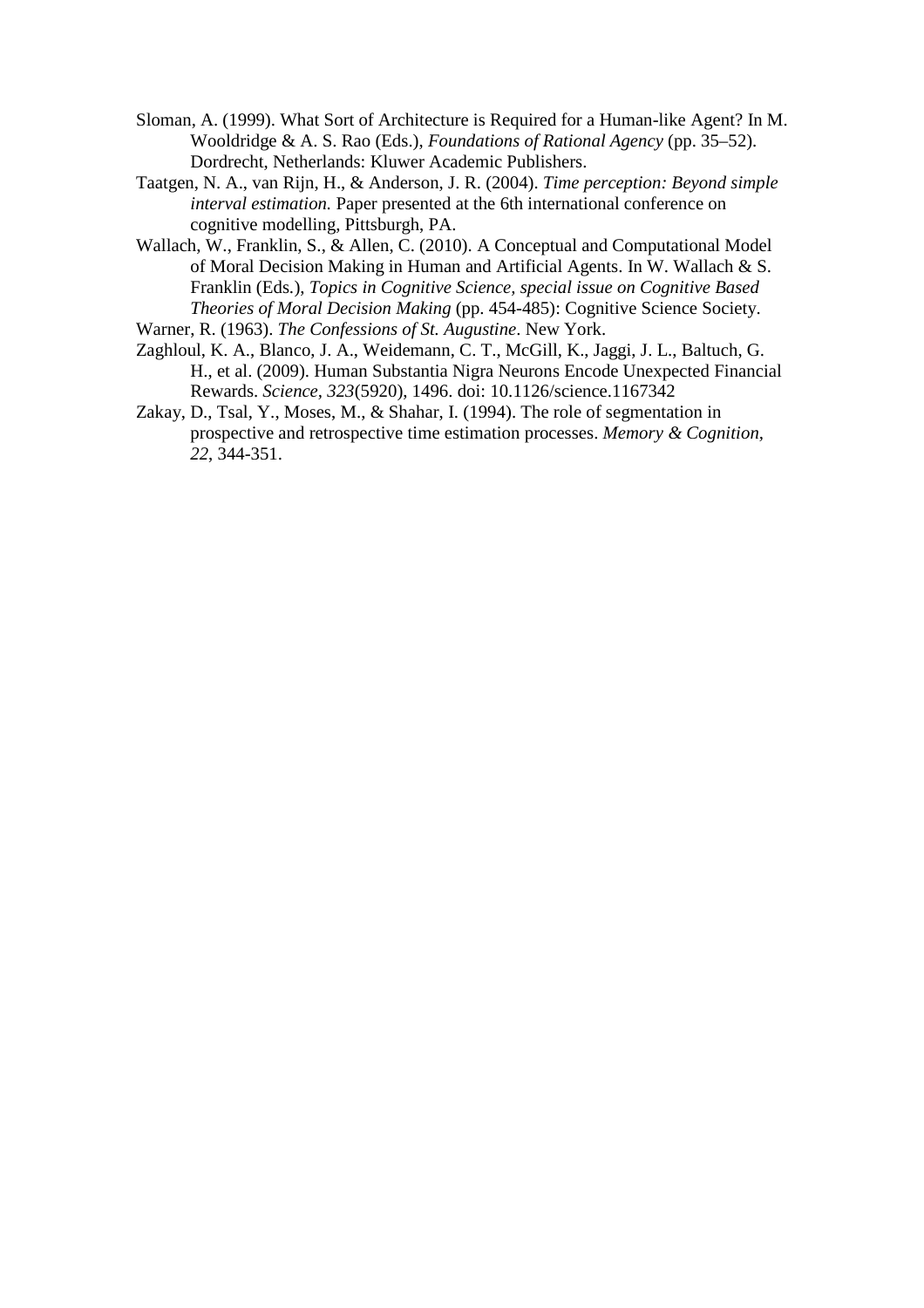Sloman, A. (1999). What Sort of Architecture is Required for a Human-like Agent? In M. Wooldridge & A. S. Rao (Eds.), *Foundations of Rational Agency* (pp. 35–52). Dordrecht, Netherlands: Kluwer Academic Publishers.

Taatgen, N. A., van Rijn, H., & Anderson, J. R. (2004). *Time perception: Beyond simple interval estimation.* Paper presented at the 6th international conference on cognitive modelling, Pittsburgh, PA.

Wallach, W., Franklin, S., & Allen, C. (2010). A Conceptual and Computational Model of Moral Decision Making in Human and Artificial Agents. In W. Wallach & S. Franklin (Eds.), *Topics in Cognitive Science, special issue on Cognitive Based Theories of Moral Decision Making* (pp. 454-485): Cognitive Science Society.

Warner, R. (1963). *The Confessions of St. Augustine*. New York.

Zaghloul, K. A., Blanco, J. A., Weidemann, C. T., McGill, K., Jaggi, J. L., Baltuch, G. H., et al. (2009). Human Substantia Nigra Neurons Encode Unexpected Financial Rewards. *Science, 323*(5920), 1496. doi: 10.1126/science.1167342

Zakay, D., Tsal, Y., Moses, M., & Shahar, I. (1994). The role of segmentation in prospective and retrospective time estimation processes. *Memory & Cognition, 22*, 344-351.